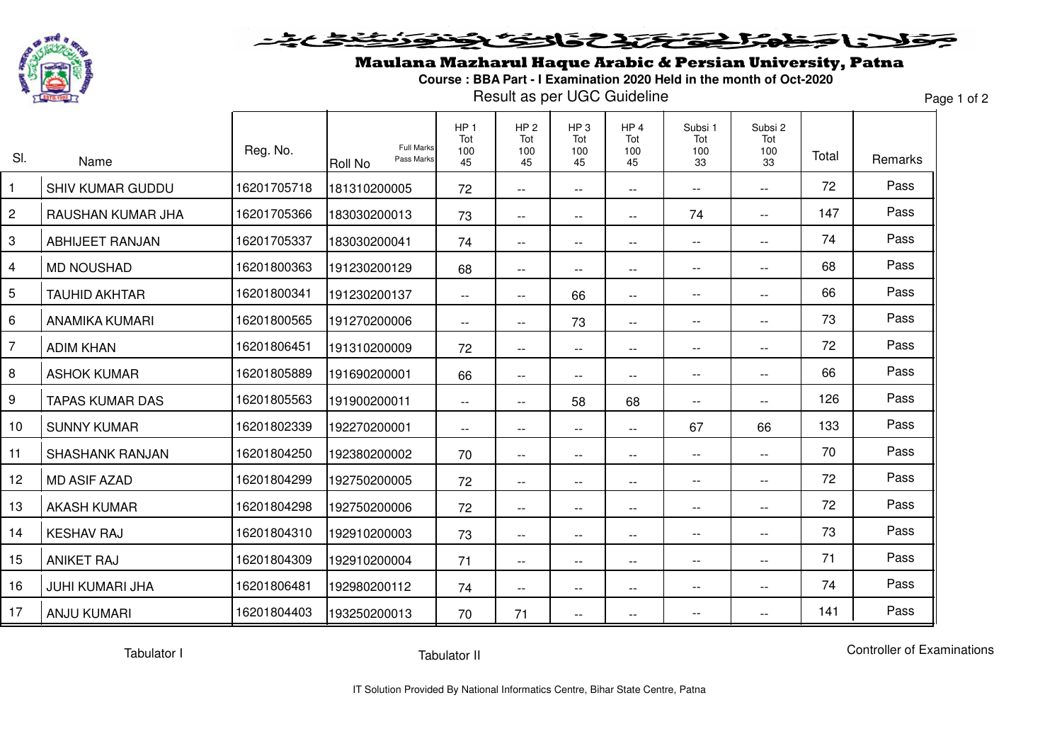# Maulana Mazharul Haque Arabic & Persian University, Patna

**Course : BBA Part - I Examination 2020 Held in the month of Oct-2020**

Result as per UGC Guideline

| Sl. | Name | Reg. No. | Roll No (Full Marks / Pass Marks) | HP 1 Tot 100 45 | HP 2 Tot 100 45 | HP 3 Tot 100 45 | HP 4 Tot 100 45 | Subsi 1 Tot 100 33 | Subsi 2 Tot 100 33 | Total | Remarks |
|---|---|---|---|---|---|---|---|---|---|---|---|
| 1 | SHIV KUMAR GUDDU | 16201705718 | 181310200005 | 72 | -- | -- | -- | -- | -- | 72 | Pass |
| 2 | RAUSHAN KUMAR JHA | 16201705366 | 183030200013 | 73 | -- | -- | -- | 74 | -- | 147 | Pass |
| 3 | ABHIJEET RANJAN | 16201705337 | 183030200041 | 74 | -- | -- | -- | -- | -- | 74 | Pass |
| 4 | MD NOUSHAD | 16201800363 | 191230200129 | 68 | -- | -- | -- | -- | -- | 68 | Pass |
| 5 | TAUHID AKHTAR | 16201800341 | 191230200137 | -- | -- | 66 | -- | -- | -- | 66 | Pass |
| 6 | ANAMIKA KUMARI | 16201800565 | 191270200006 | -- | -- | 73 | -- | -- | -- | 73 | Pass |
| 7 | ADIM KHAN | 16201806451 | 191310200009 | 72 | -- | -- | -- | -- | -- | 72 | Pass |
| 8 | ASHOK KUMAR | 16201805889 | 191690200001 | 66 | -- | -- | -- | -- | -- | 66 | Pass |
| 9 | TAPAS KUMAR DAS | 16201805563 | 191900200011 | -- | -- | 58 | 68 | -- | -- | 126 | Pass |
| 10 | SUNNY KUMAR | 16201802339 | 192270200001 | -- | -- | -- | -- | 67 | 66 | 133 | Pass |
| 11 | SHASHANK RANJAN | 16201804250 | 192380200002 | 70 | -- | -- | -- | -- | -- | 70 | Pass |
| 12 | MD ASIF AZAD | 16201804299 | 192750200005 | 72 | -- | -- | -- | -- | -- | 72 | Pass |
| 13 | AKASH KUMAR | 16201804298 | 192750200006 | 72 | -- | -- | -- | -- | -- | 72 | Pass |
| 14 | KESHAV RAJ | 16201804310 | 192910200003 | 73 | -- | -- | -- | -- | -- | 73 | Pass |
| 15 | ANIKET RAJ | 16201804309 | 192910200004 | 71 | -- | -- | -- | -- | -- | 71 | Pass |
| 16 | JUHI KUMARI JHA | 16201806481 | 192980200112 | 74 | -- | -- | -- | -- | -- | 74 | Pass |
| 17 | ANJU KUMARI | 16201804403 | 193250200013 | 70 | 71 | -- | -- | -- | -- | 141 | Pass |

Tabulator I

Tabulator II

Controller of Examinations

IT Solution Provided By National Informatics Centre, Bihar State Centre, Patna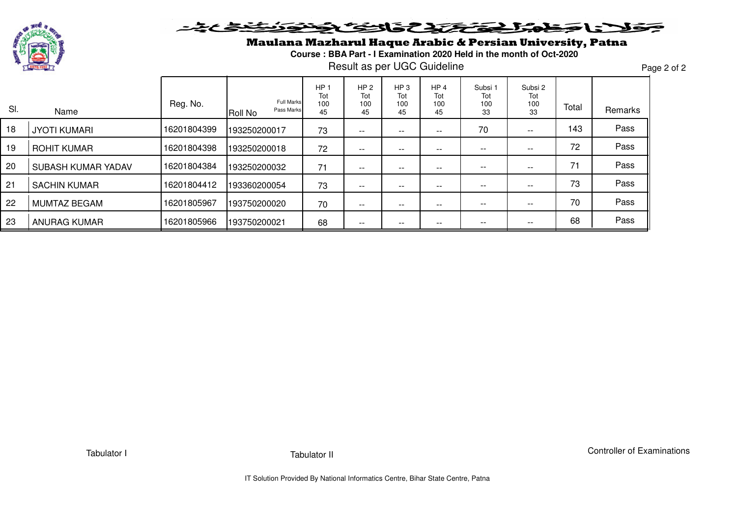# Maulana Mazharul Haque Arabic & Persian University, Patna

**Course : BBA Part - I Examination 2020 Held in the month of Oct-2020**

Result as per UGC Guideline

| Sl. | Name | Reg. No. | Roll No (Full Marks / Pass Marks) | HP 1 Tot 100 45 | HP 2 Tot 100 45 | HP 3 Tot 100 45 | HP 4 Tot 100 45 | Subsi 1 Tot 100 33 | Subsi 2 Tot 100 33 | Total | Remarks |
|---|---|---|---|---|---|---|---|---|---|---|---|
| 18 | JYOTI KUMARI | 16201804399 | 193250200017 | 73 | -- | -- | -- | 70 | -- | 143 | Pass |
| 19 | ROHIT KUMAR | 16201804398 | 193250200018 | 72 | -- | -- | -- | -- | -- | 72 | Pass |
| 20 | SUBASH KUMAR YADAV | 16201804384 | 193250200032 | 71 | -- | -- | -- | -- | -- | 71 | Pass |
| 21 | SACHIN KUMAR | 16201804412 | 193360200054 | 73 | -- | -- | -- | -- | -- | 73 | Pass |
| 22 | MUMTAZ BEGAM | 16201805967 | 193750200020 | 70 | -- | -- | -- | -- | -- | 70 | Pass |
| 23 | ANURAG KUMAR | 16201805966 | 193750200021 | 68 | -- | -- | -- | -- | -- | 68 | Pass |

Tabulator I

Tabulator II

Controller of Examinations

IT Solution Provided By National Informatics Centre, Bihar State Centre, Patna